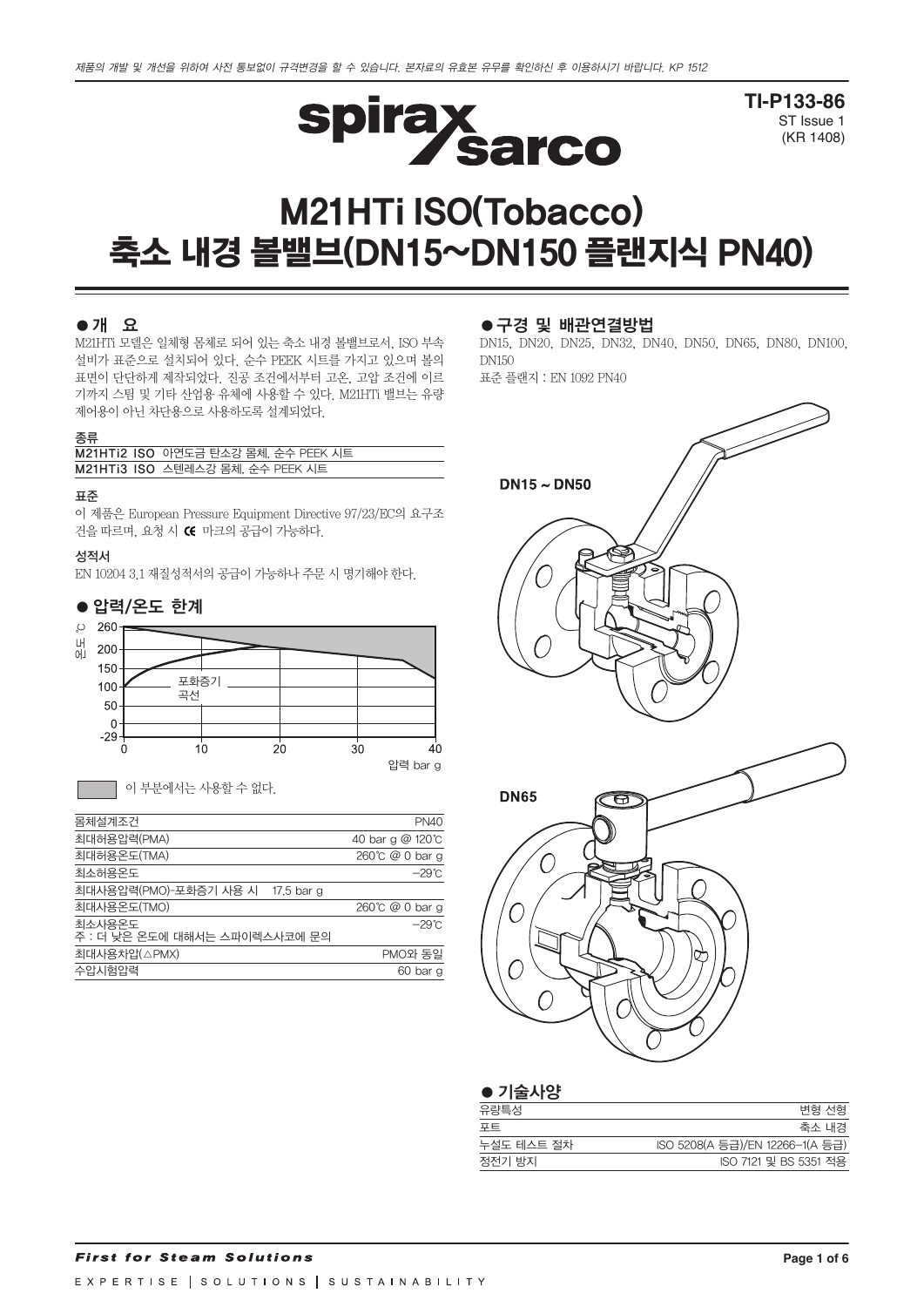제품의 개발 및 개선을 위하여 사전 통보없이 규격변경을 할 수 있습니다. 본자료의 유효본 유무를 확인하신 후 이용하시기 바랍니다. KP 1512

**TI-P133-86**
ST Issue 1
(KR 1408)

# M21HTi ISO(Tobacco)
# 축소 내경 볼밸브(DN15~DN150 플랜지식 PN40)

## ● 개 요

M21HTi 모델은 일체형 몸체로 되어 있는 축소 내경 볼밸브로서, ISO 부속설비가 표준으로 설치되어 있다. 순수 PEEK 시트를 가지고 있으며 볼의 표면이 단단하게 제작되었다. 진공 조건에서부터 고온, 고압 조건에 이르기까지 스팀 및 기타 산업용 유체에 사용할 수 있다. M21HTi 밸브는 유량 제어용이 아닌 차단용으로 사용하도록 설계되었다.

### 종류

| | |
|---|---|
| **M21HTi2 ISO** | 아연도금 탄소강 몸체, 순수 PEEK 시트 |
| **M21HTi3 ISO** | 스텐레스강 몸체, 순수 PEEK 시트 |

### 표준

이 제품은 European Pressure Equipment Directive 97/23/EC의 요구조건을 따르며, 요청 시 CE 마크의 공급이 가능하다.

### 성적서

EN 10204 3.1 재질성적서의 공급이 가능하나 주문 시 명기해야 한다.

## ● 압력/온도 한계

온도 ℃: 260, 200, 150, 100, 50, 0, -29
압력 bar g: 0, 10, 20, 30, 40
포화증기 곡선

이 부분에서는 사용할 수 없다.

| | |
|---|---|
| 몸체설계조건 | PN40 |
| 최대허용압력(PMA) | 40 bar g @ 120℃ |
| 최대허용온도(TMA) | 260℃ @ 0 bar g |
| 최소허용온도 | −29℃ |
| 최대사용압력(PMO)-포화증기 사용 시 | 17.5 bar g |
| 최대사용온도(TMO) | 260℃ @ 0 bar g |
| 최소사용온도<br>주 : 더 낮은 온도에 대해서는 스파이렉스사코에 문의 | −29℃ |
| 최대사용차압(△PMX) | PMO와 동일 |
| 수압시험압력 | 60 bar g |

## ● 구경 및 배관연결방법

DN15, DN20, DN25, DN32, DN40, DN50, DN65, DN80, DN100, DN150

표준 플랜지 : EN 1092 PN40

DN15 ~ DN50

DN65

## ● 기술사양

| | |
|---|---|
| 유량특성 | 변형 선형 |
| 포트 | 축소 내경 |
| 누설도 테스트 절차 | ISO 5208(A 등급)/EN 12266-1(A 등급) |
| 정전기 방지 | ISO 7121 및 BS 5351 적용 |

*First for Steam Solutions*

EXPERTISE | SOLUTIONS | SUSTAINABILITY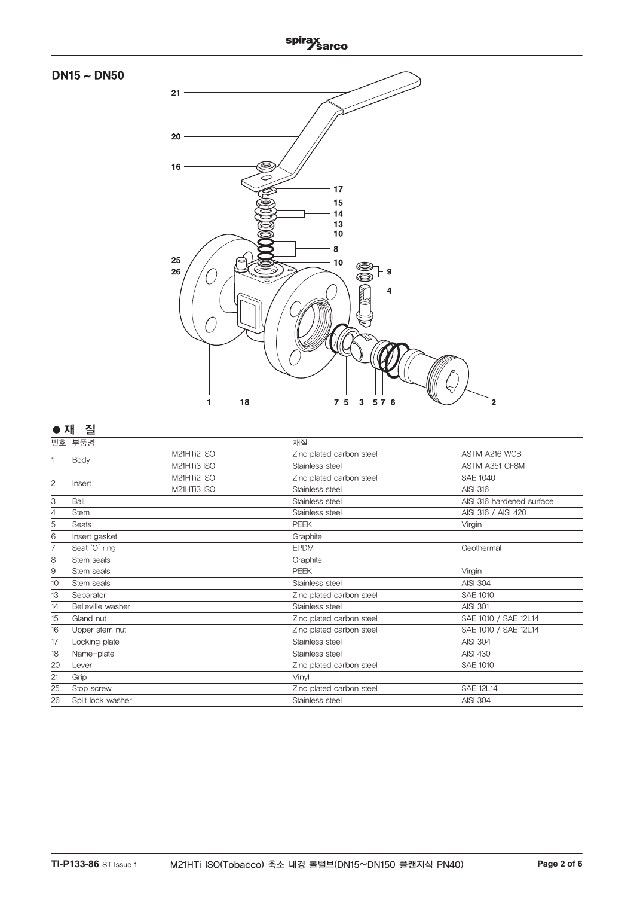## DN15 ~ DN50

## ● 재 질

| 번호 | 부품명 | | 재질 | |
|---|---|---|---|---|
| 1 | Body | M21HTi2 ISO | Zinc plated carbon steel | ASTM A216 WCB |
| | | M21HTi3 ISO | Stainless steel | ASTM A351 CF8M |
| 2 | Insert | M21HTi2 ISO | Zinc plated carbon steel | SAE 1040 |
| | | M21HTi3 ISO | Stainless steel | AISI 316 |
| 3 | Ball | | Stainless steel | AISI 316 hardened surface |
| 4 | Stem | | Stainless steel | AISI 316 / AISI 420 |
| 5 | Seats | | PEEK | Virgin |
| 6 | Insert gasket | | Graphite | |
| 7 | Seat 'O' ring | | EPDM | Geothermal |
| 8 | Stem seals | | Graphite | |
| 9 | Stem seals | | PEEK | Virgin |
| 10 | Stem seals | | Stainless steel | AISI 304 |
| 13 | Separator | | Zinc plated carbon steel | SAE 1010 |
| 14 | Belleville washer | | Stainless steel | AISI 301 |
| 15 | Gland nut | | Zinc plated carbon steel | SAE 1010 / SAE 12L14 |
| 16 | Upper stem nut | | Zinc plated carbon steel | SAE 1010 / SAE 12L14 |
| 17 | Locking plate | | Stainless steel | AISI 304 |
| 18 | Name-plate | | Stainless steel | AISI 430 |
| 20 | Lever | | Zinc plated carbon steel | SAE 1010 |
| 21 | Grip | | Vinyl | |
| 25 | Stop screw | | Zinc plated carbon steel | SAE 12L14 |
| 26 | Split lock washer | | Stainless steel | AISI 304 |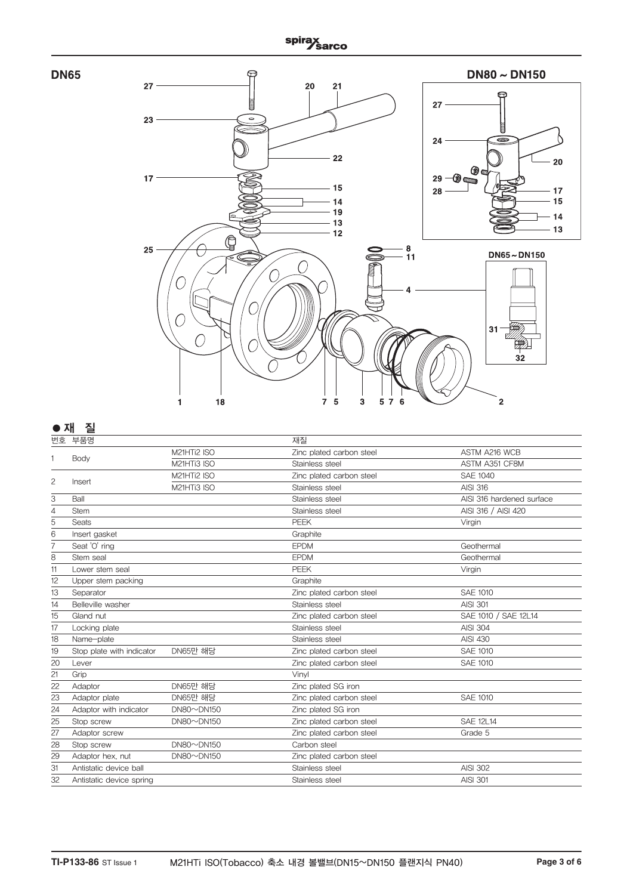DN65

DN80 ~ DN150

DN65 ~ DN150

## ● 재 질

| 번호 | 부품명 | | 재질 | |
|---|---|---|---|---|
| 1 | Body | M21HTi2 ISO | Zinc plated carbon steel | ASTM A216 WCB |
| | | M21HTi3 ISO | Stainless steel | ASTM A351 CF8M |
| 2 | Insert | M21HTi2 ISO | Zinc plated carbon steel | SAE 1040 |
| | | M21HTi3 ISO | Stainless steel | AISI 316 |
| 3 | Ball | | Stainless steel | AISI 316 hardened surface |
| 4 | Stem | | Stainless steel | AISI 316 / AISI 420 |
| 5 | Seats | | PEEK | Virgin |
| 6 | Insert gasket | | Graphite | |
| 7 | Seat 'O' ring | | EPDM | Geothermal |
| 8 | Stem seal | | EPDM | Geothermal |
| 11 | Lower stem seal | | PEEK | Virgin |
| 12 | Upper stem packing | | Graphite | |
| 13 | Separator | | Zinc plated carbon steel | SAE 1010 |
| 14 | Belleville washer | | Stainless steel | AISI 301 |
| 15 | Gland nut | | Zinc plated carbon steel | SAE 1010 / SAE 12L14 |
| 17 | Locking plate | | Stainless steel | AISI 304 |
| 18 | Name-plate | | Stainless steel | AISI 430 |
| 19 | Stop plate with indicator | DN65만 해당 | Zinc plated carbon steel | SAE 1010 |
| 20 | Lever | | Zinc plated carbon steel | SAE 1010 |
| 21 | Grip | | Vinyl | |
| 22 | Adaptor | DN65만 해당 | Zinc plated SG iron | |
| 23 | Adaptor plate | DN65만 해당 | Zinc plated carbon steel | SAE 1010 |
| 24 | Adaptor with indicator | DN80~DN150 | Zinc plated SG iron | |
| 25 | Stop screw | DN80~DN150 | Zinc plated carbon steel | SAE 12L14 |
| 27 | Adaptor screw | | Zinc plated carbon steel | Grade 5 |
| 28 | Stop screw | DN80~DN150 | Carbon steel | |
| 29 | Adaptor hex. nut | DN80~DN150 | Zinc plated carbon steel | |
| 31 | Antistatic device ball | | Stainless steel | AISI 302 |
| 32 | Antistatic device spring | | Stainless steel | AISI 301 |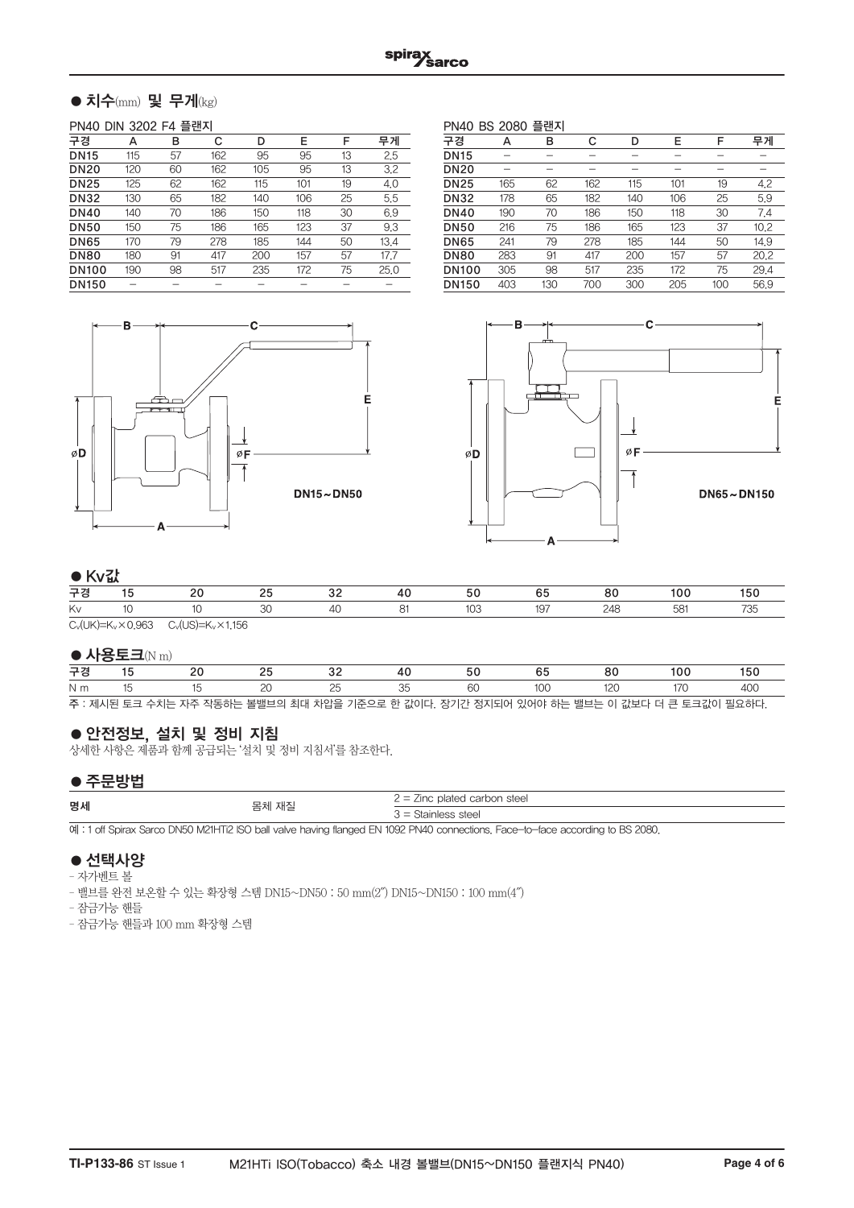## ● 치수(mm) 및 무게(kg)

PN40 DIN 3202 F4 플랜지

| 구경 | A | B | C | D | E | F | 무게 |
|---|---|---|---|---|---|---|---|
| DN15 | 115 | 57 | 162 | 95 | 95 | 13 | 2.5 |
| DN20 | 120 | 60 | 162 | 105 | 95 | 13 | 3.2 |
| DN25 | 125 | 62 | 162 | 115 | 101 | 19 | 4.0 |
| DN32 | 130 | 65 | 182 | 140 | 106 | 25 | 5.5 |
| DN40 | 140 | 70 | 186 | 150 | 118 | 30 | 6.9 |
| DN50 | 150 | 75 | 186 | 165 | 123 | 37 | 9.3 |
| DN65 | 170 | 79 | 278 | 185 | 144 | 50 | 13.4 |
| DN80 | 180 | 91 | 417 | 200 | 157 | 57 | 17.7 |
| DN100 | 190 | 98 | 517 | 235 | 172 | 75 | 25.0 |
| DN150 | – | – | – | – | – | – | – |

PN40 BS 2080 플랜지

| 구경 | A | B | C | D | E | F | 무게 |
|---|---|---|---|---|---|---|---|
| DN15 | – | – | – | – | – | – | – |
| DN20 | – | – | – | – | – | – | – |
| DN25 | 165 | 62 | 162 | 115 | 101 | 19 | 4.2 |
| DN32 | 178 | 65 | 182 | 140 | 106 | 25 | 5.9 |
| DN40 | 190 | 70 | 186 | 150 | 118 | 30 | 7.4 |
| DN50 | 216 | 75 | 186 | 165 | 123 | 37 | 10.2 |
| DN65 | 241 | 79 | 278 | 185 | 144 | 50 | 14.9 |
| DN80 | 283 | 91 | 417 | 200 | 157 | 57 | 20.2 |
| DN100 | 305 | 98 | 517 | 235 | 172 | 75 | 29.4 |
| DN150 | 403 | 130 | 700 | 300 | 205 | 100 | 56.9 |

DN15～DN50

DN65～DN150

## ● Kv값

| 구경 | 15 | 20 | 25 | 32 | 40 | 50 | 65 | 80 | 100 | 150 |
|---|---|---|---|---|---|---|---|---|---|---|
| Kv | 10 | 10 | 30 | 40 | 81 | 103 | 197 | 248 | 581 | 735 |

$C_v(UK)=K_v \times 0.963$ $C_v(US)=K_v \times 1.156$

## ● 사용토크(N m)

| 구경 | 15 | 20 | 25 | 32 | 40 | 50 | 65 | 80 | 100 | 150 |
|---|---|---|---|---|---|---|---|---|---|---|
| N m | 15 | 15 | 20 | 25 | 35 | 60 | 100 | 120 | 170 | 400 |

주 : 제시된 토크 수치는 자주 작동하는 볼밸브의 최대 차압을 기준으로 한 값이다. 장기간 정지되어 있어야 하는 밸브는 이 값보다 더 큰 토크값이 필요하다.

## ● 안전정보, 설치 및 정비 지침

상세한 사항은 제품과 함께 공급되는 '설치 및 정비 지침서'를 참조한다.

## ● 주문방법

| 명세 | 몸체 재질 | 2 = Zinc plated carbon steel |
|---|---|---|
| | | 3 = Stainless steel |

예 : 1 off Spirax Sarco DN50 M21HTi2 ISO ball valve having flanged EN 1092 PN40 connections. Face-to-face according to BS 2080.

## ● 선택사양

- 자가벤트 볼
- 밸브를 완전 보온할 수 있는 확장형 스템 DN15～DN50 : 50 mm(2") DN15～DN150 : 100 mm(4")
- 잠금가능 핸들
- 잠금가능 핸들과 100 mm 확장형 스템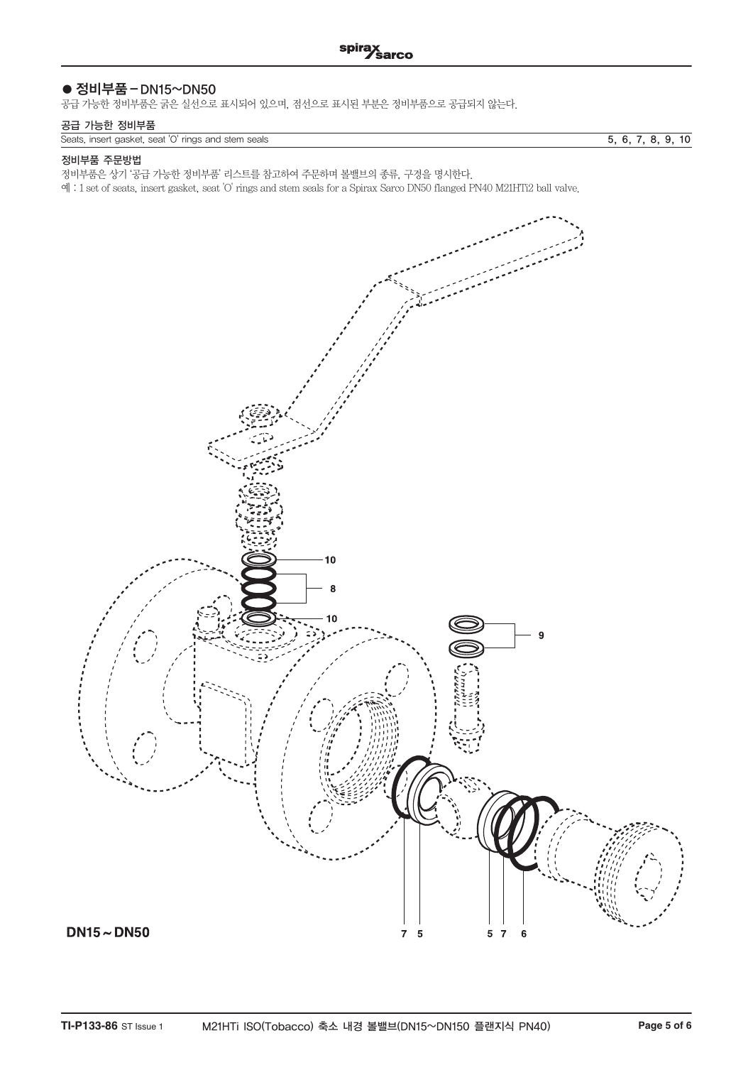## ● 정비부품 – DN15~DN50

공급 가능한 정비부품은 굵은 실선으로 표시되어 있으며, 점선으로 표시된 부분은 정비부품으로 공급되지 않는다.

### 공급 가능한 정비부품

| | |
|---|---|
| Seats, insert gasket, seat 'O' rings and stem seals | 5, 6, 7, 8, 9, 10 |

### 정비부품 주문방법

정비부품은 상기 '공급 가능한 정비부품' 리스트를 참고하여 주문하며 볼밸브의 종류, 구경을 명시한다.

예 : 1 set of seats, insert gasket, seat 'O' rings and stem seals for a Spirax Sarco DN50 flanged PN40 M21HTi2 ball valve.

10
8
10
9

DN15 ~ DN50

7 5 5 7 6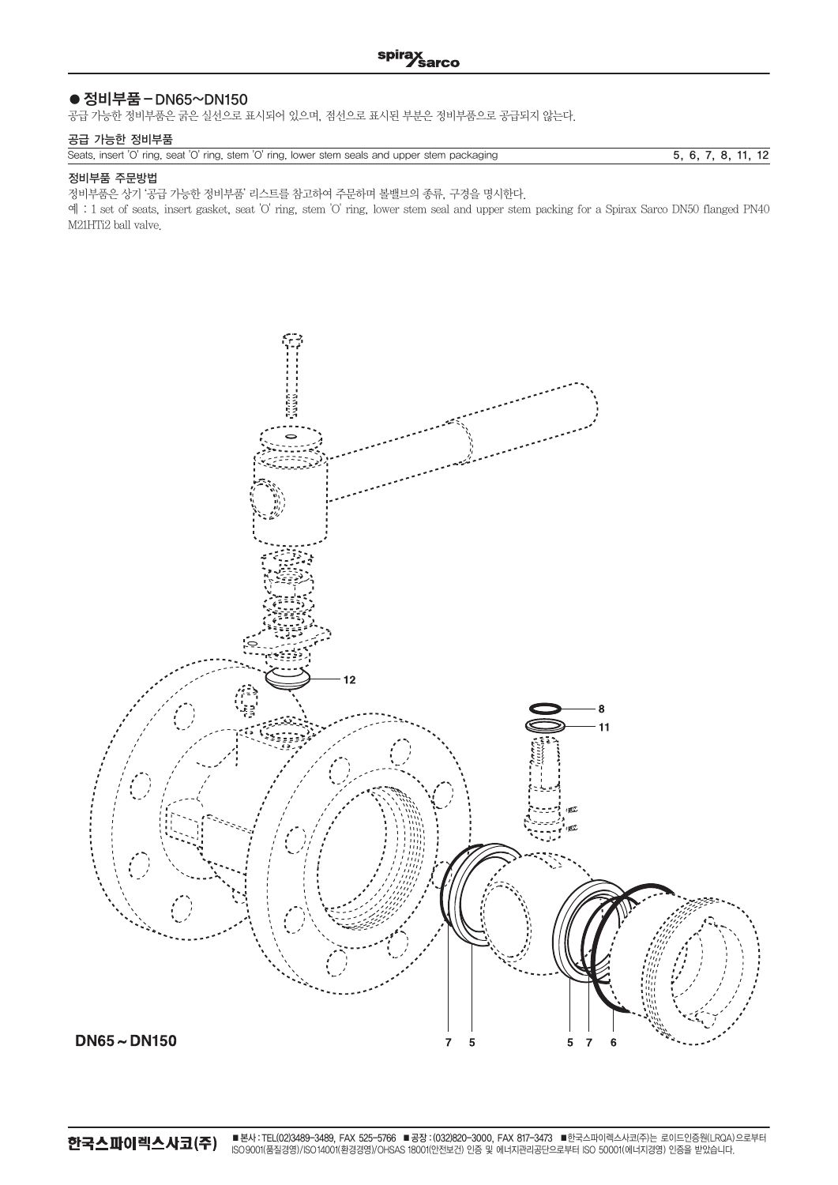## ● 정비부품 – DN65~DN150

공급 가능한 정비부품은 굵은 실선으로 표시되어 있으며, 점선으로 표시된 부분은 정비부품으로 공급되지 않는다.

### 공급 가능한 정비부품

| | |
|---|---|
| Seats, insert 'O' ring, seat 'O' ring, stem 'O' ring, lower stem seals and upper stem packaging | 5, 6, 7, 8, 11, 12 |

### 정비부품 주문방법

정비부품은 상기 '공급 가능한 정비부품' 리스트를 참고하여 주문하며 볼밸브의 종류, 구경을 명시한다.

예 : 1 set of seats, insert gasket, seat 'O' ring, stem 'O' ring, lower stem seal and upper stem packing for a Spirax Sarco DN50 flanged PN40 M21HTi2 ball valve.

12

8

11

7 5 5 7 6

**DN65 ~ DN150**